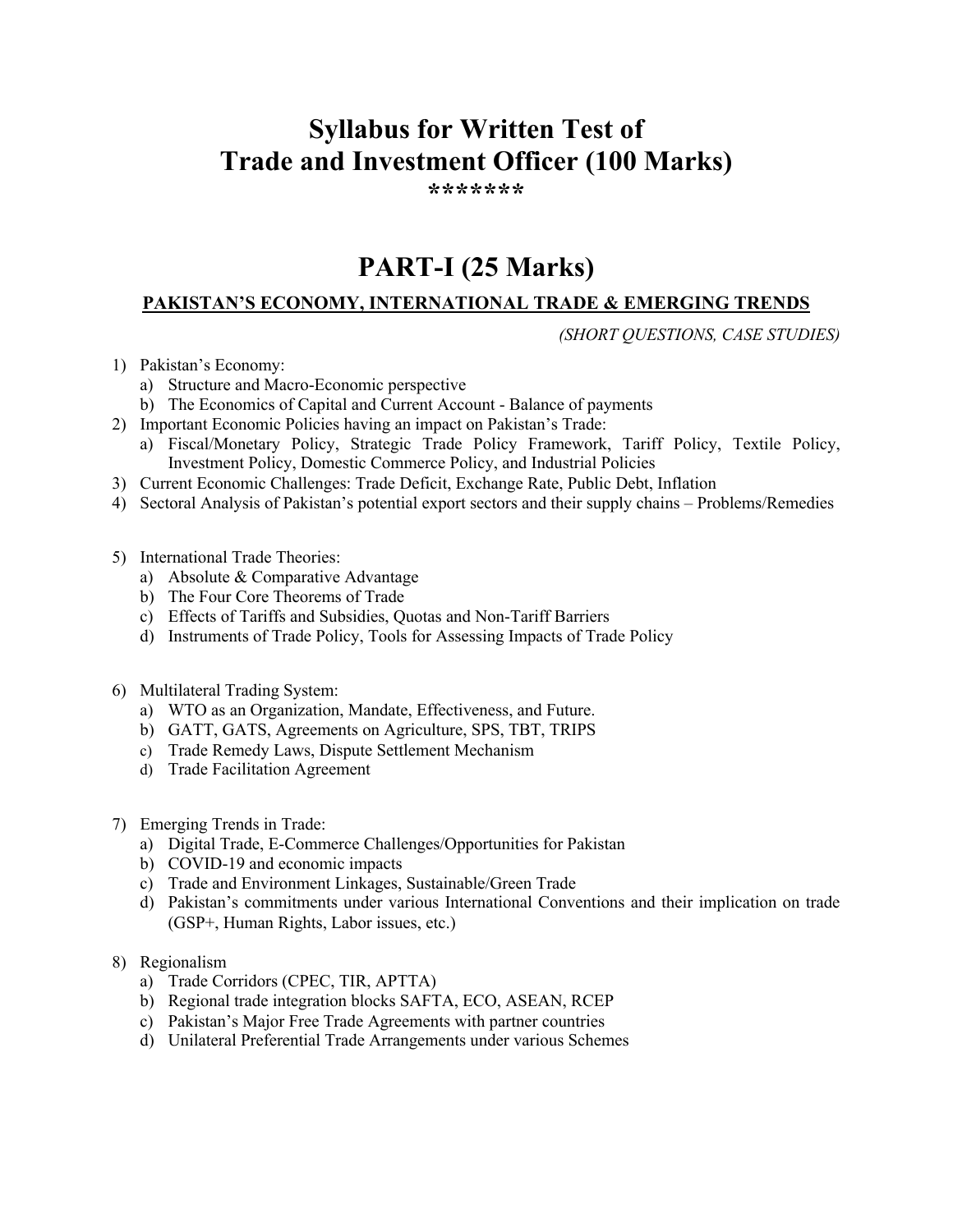# Syllabus for Written Test of Trade and Investment Officer (100 Marks)

*******

## PART-I (25 Marks)

### PAKISTAN'S ECONOMY, INTERNATIONAL TRADE & EMERGING TRENDS

*(SHORT QUESTIONS, CASE STUDIES)*

1) Pakistan's Economy:
   a) Structure and Macro-Economic perspective
   b) The Economics of Capital and Current Account - Balance of payments
2) Important Economic Policies having an impact on Pakistan's Trade:
   a) Fiscal/Monetary Policy, Strategic Trade Policy Framework, Tariff Policy, Textile Policy, Investment Policy, Domestic Commerce Policy, and Industrial Policies
3) Current Economic Challenges: Trade Deficit, Exchange Rate, Public Debt, Inflation
4) Sectoral Analysis of Pakistan's potential export sectors and their supply chains – Problems/Remedies

5) International Trade Theories:
   a) Absolute & Comparative Advantage
   b) The Four Core Theorems of Trade
   c) Effects of Tariffs and Subsidies, Quotas and Non-Tariff Barriers
   d) Instruments of Trade Policy, Tools for Assessing Impacts of Trade Policy

6) Multilateral Trading System:
   a) WTO as an Organization, Mandate, Effectiveness, and Future.
   b) GATT, GATS, Agreements on Agriculture, SPS, TBT, TRIPS
   c) Trade Remedy Laws, Dispute Settlement Mechanism
   d) Trade Facilitation Agreement

7) Emerging Trends in Trade:
   a) Digital Trade, E-Commerce Challenges/Opportunities for Pakistan
   b) COVID-19 and economic impacts
   c) Trade and Environment Linkages, Sustainable/Green Trade
   d) Pakistan's commitments under various International Conventions and their implication on trade (GSP+, Human Rights, Labor issues, etc.)

8) Regionalism
   a) Trade Corridors (CPEC, TIR, APTTA)
   b) Regional trade integration blocks SAFTA, ECO, ASEAN, RCEP
   c) Pakistan's Major Free Trade Agreements with partner countries
   d) Unilateral Preferential Trade Arrangements under various Schemes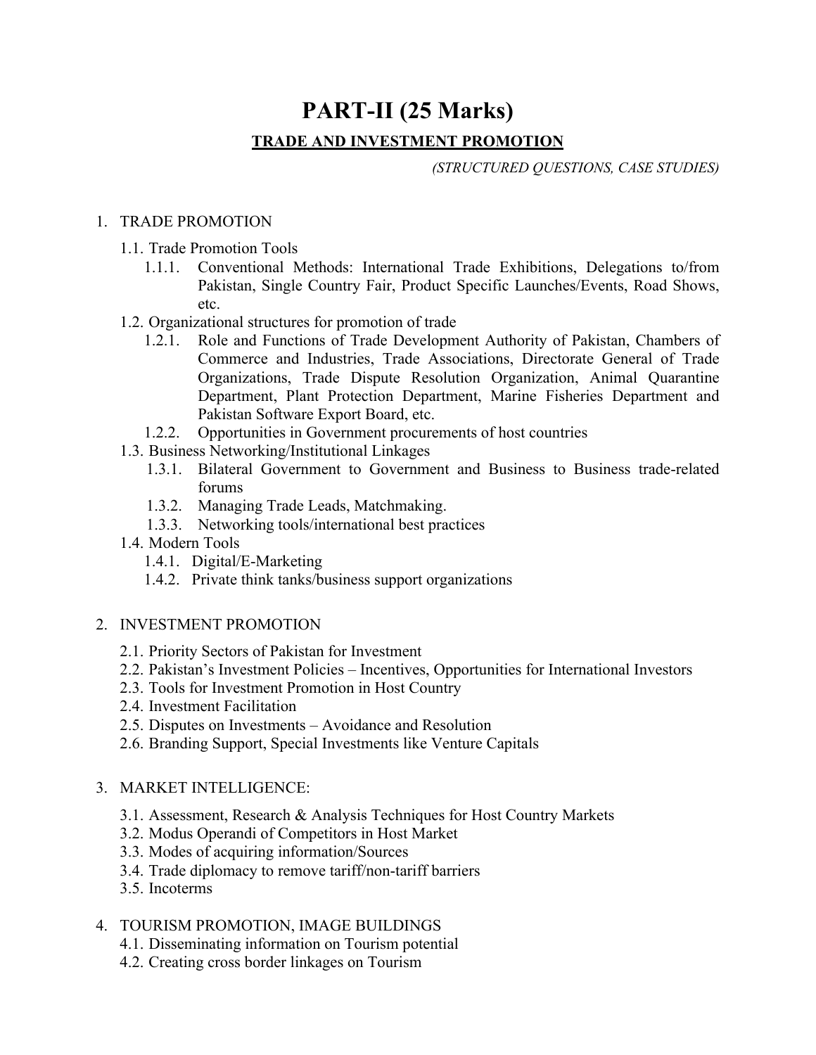# PART-II (25 Marks)

## TRADE AND INVESTMENT PROMOTION

*(STRUCTURED QUESTIONS, CASE STUDIES)*

1. TRADE PROMOTION
   - 1.1. Trade Promotion Tools
     - 1.1.1. Conventional Methods: International Trade Exhibitions, Delegations to/from Pakistan, Single Country Fair, Product Specific Launches/Events, Road Shows, etc.
   - 1.2. Organizational structures for promotion of trade
     - 1.2.1. Role and Functions of Trade Development Authority of Pakistan, Chambers of Commerce and Industries, Trade Associations, Directorate General of Trade Organizations, Trade Dispute Resolution Organization, Animal Quarantine Department, Plant Protection Department, Marine Fisheries Department and Pakistan Software Export Board, etc.
     - 1.2.2. Opportunities in Government procurements of host countries
   - 1.3. Business Networking/Institutional Linkages
     - 1.3.1. Bilateral Government to Government and Business to Business trade-related forums
     - 1.3.2. Managing Trade Leads, Matchmaking.
     - 1.3.3. Networking tools/international best practices
   - 1.4. Modern Tools
     - 1.4.1. Digital/E-Marketing
     - 1.4.2. Private think tanks/business support organizations

2. INVESTMENT PROMOTION
   - 2.1. Priority Sectors of Pakistan for Investment
   - 2.2. Pakistan's Investment Policies – Incentives, Opportunities for International Investors
   - 2.3. Tools for Investment Promotion in Host Country
   - 2.4. Investment Facilitation
   - 2.5. Disputes on Investments – Avoidance and Resolution
   - 2.6. Branding Support, Special Investments like Venture Capitals

3. MARKET INTELLIGENCE:
   - 3.1. Assessment, Research & Analysis Techniques for Host Country Markets
   - 3.2. Modus Operandi of Competitors in Host Market
   - 3.3. Modes of acquiring information/Sources
   - 3.4. Trade diplomacy to remove tariff/non-tariff barriers
   - 3.5. Incoterms

4. TOURISM PROMOTION, IMAGE BUILDINGS
   - 4.1. Disseminating information on Tourism potential
   - 4.2. Creating cross border linkages on Tourism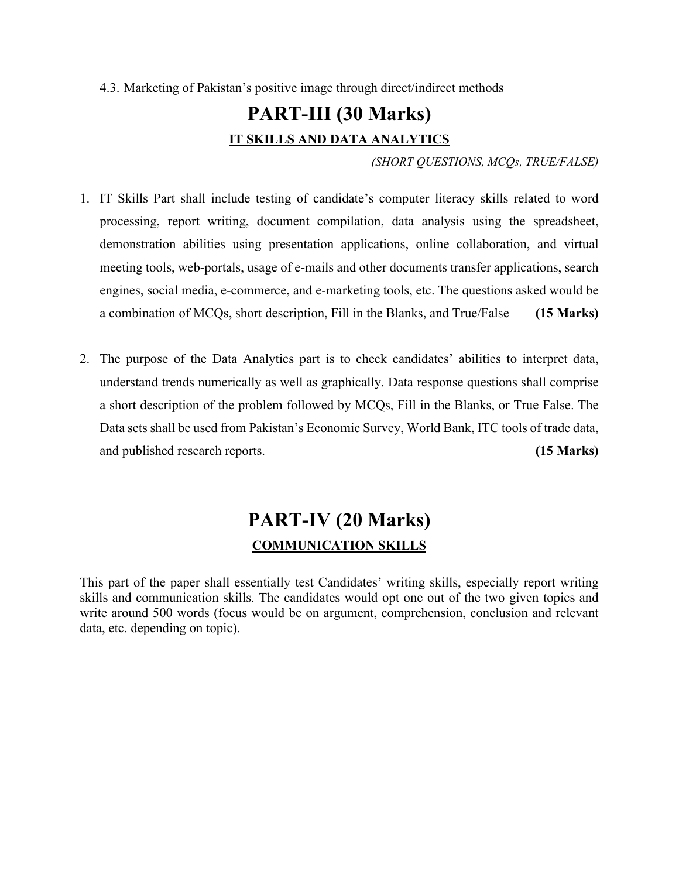4.3. Marketing of Pakistan's positive image through direct/indirect methods

# PART-III (30 Marks)

## IT SKILLS AND DATA ANALYTICS

*(SHORT QUESTIONS, MCQs, TRUE/FALSE)*

1. IT Skills Part shall include testing of candidate's computer literacy skills related to word processing, report writing, document compilation, data analysis using the spreadsheet, demonstration abilities using presentation applications, online collaboration, and virtual meeting tools, web-portals, usage of e-mails and other documents transfer applications, search engines, social media, e-commerce, and e-marketing tools, etc. The questions asked would be a combination of MCQs, short description, Fill in the Blanks, and True/False **(15 Marks)**

2. The purpose of the Data Analytics part is to check candidates' abilities to interpret data, understand trends numerically as well as graphically. Data response questions shall comprise a short description of the problem followed by MCQs, Fill in the Blanks, or True False. The Data sets shall be used from Pakistan's Economic Survey, World Bank, ITC tools of trade data, and published research reports. **(15 Marks)**

# PART-IV (20 Marks)

## COMMUNICATION SKILLS

This part of the paper shall essentially test Candidates' writing skills, especially report writing skills and communication skills. The candidates would opt one out of the two given topics and write around 500 words (focus would be on argument, comprehension, conclusion and relevant data, etc. depending on topic).